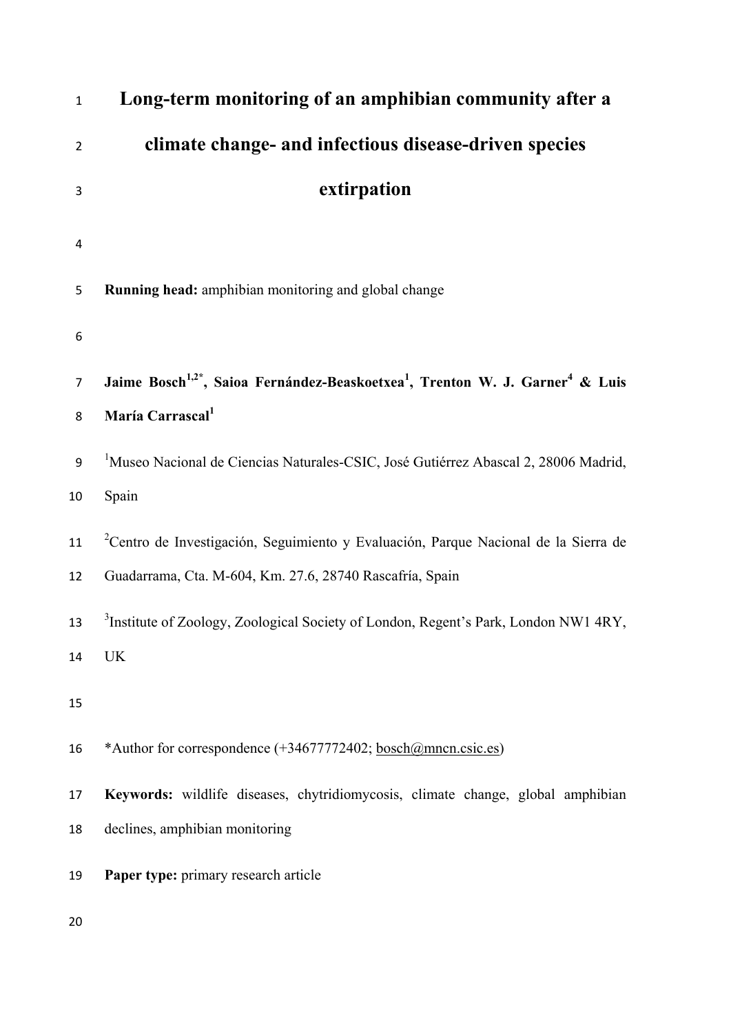# Long-term monitoring of an amphibian community after a climate change- and infectious disease-driven species extirpation

**Running head:** amphibian monitoring and global change

**Jaime Bosch[1,2*], Saioa Fernández-Beaskoetxea[1], Trenton W. J. Garner[4] & Luis María Carrascal[1]**

[1]Museo Nacional de Ciencias Naturales-CSIC, José Gutiérrez Abascal 2, 28006 Madrid, Spain

[2]Centro de Investigación, Seguimiento y Evaluación, Parque Nacional de la Sierra de Guadarrama, Cta. M-604, Km. 27.6, 28740 Rascafría, Spain

[3]Institute of Zoology, Zoological Society of London, Regent's Park, London NW1 4RY, UK

*Author for correspondence (+34677772402; bosch@mncn.csic.es)

**Keywords:** wildlife diseases, chytridiomycosis, climate change, global amphibian declines, amphibian monitoring

**Paper type:** primary research article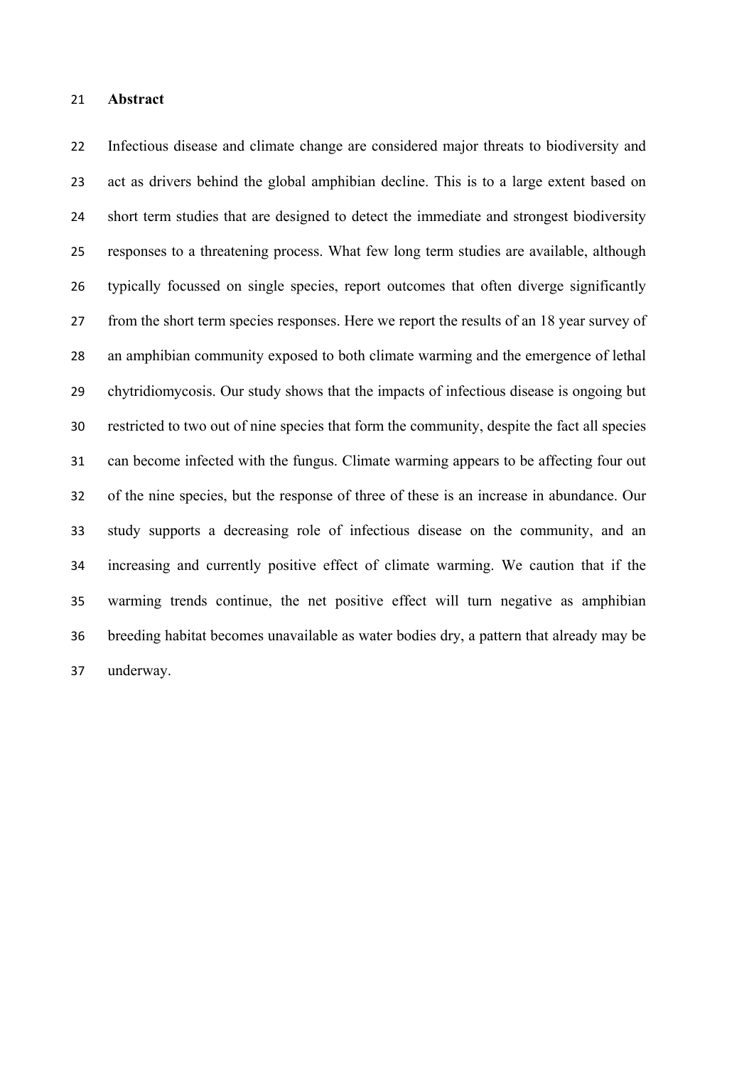## Abstract

Infectious disease and climate change are considered major threats to biodiversity and act as drivers behind the global amphibian decline. This is to a large extent based on short term studies that are designed to detect the immediate and strongest biodiversity responses to a threatening process. What few long term studies are available, although typically focussed on single species, report outcomes that often diverge significantly from the short term species responses. Here we report the results of an 18 year survey of an amphibian community exposed to both climate warming and the emergence of lethal chytridiomycosis. Our study shows that the impacts of infectious disease is ongoing but restricted to two out of nine species that form the community, despite the fact all species can become infected with the fungus. Climate warming appears to be affecting four out of the nine species, but the response of three of these is an increase in abundance. Our study supports a decreasing role of infectious disease on the community, and an increasing and currently positive effect of climate warming. We caution that if the warming trends continue, the net positive effect will turn negative as amphibian breeding habitat becomes unavailable as water bodies dry, a pattern that already may be underway.